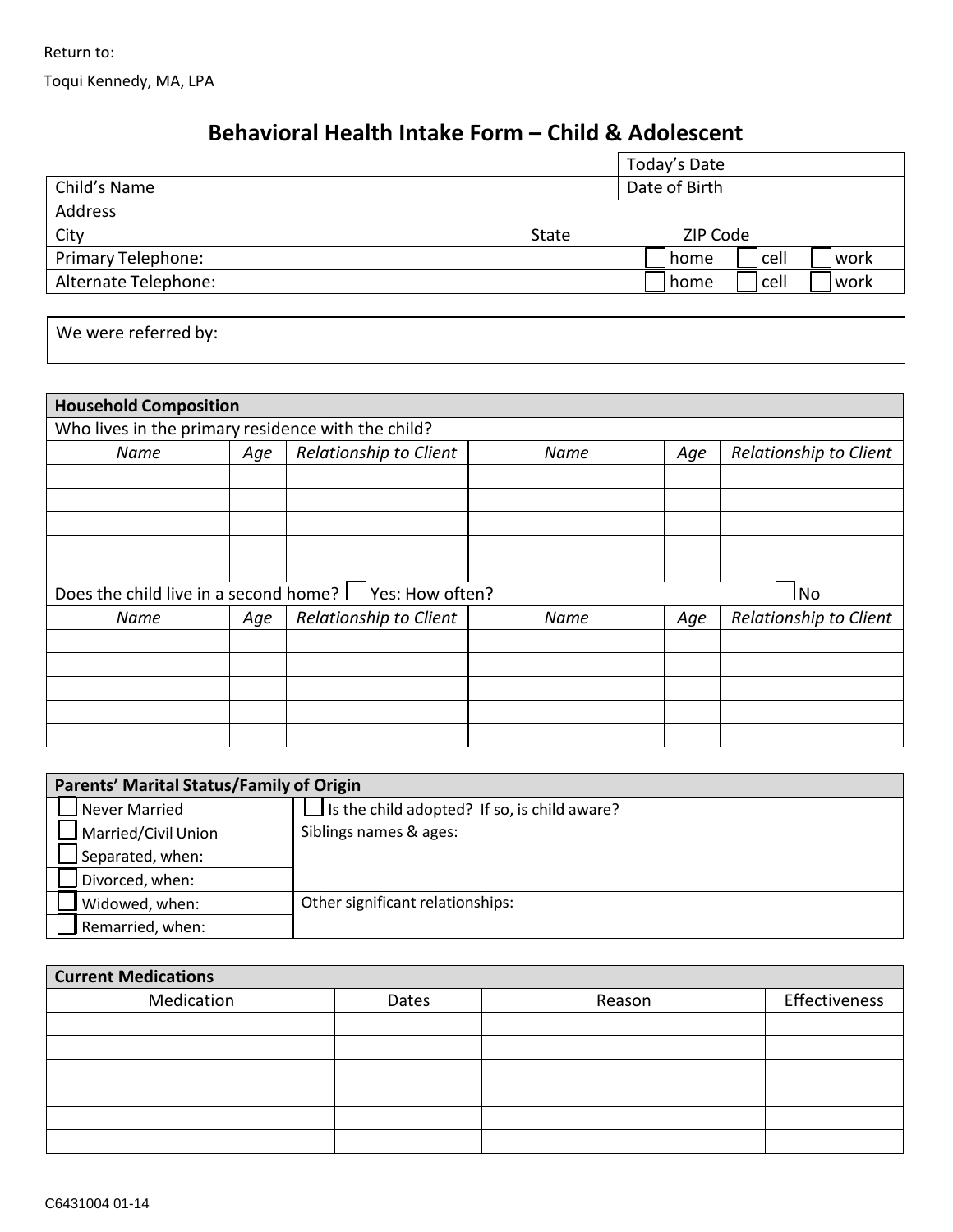Return to:

Toqui Kennedy, MA, LPA

# Behavioral Health Intake Form – Child & Adolescent

| | |
|---|---|
| | Today's Date |
| Child's Name | Date of Birth |
| Address | |
| City State | ZIP Code |
| Primary Telephone: | ☐ home ☐ cell ☐ work |
| Alternate Telephone: | ☐ home ☐ cell ☐ work |

We were referred by:

| **Household Composition** | | | | | |
|---|---|---|---|---|---|
| Who lives in the primary residence with the child? | | | | | |
| *Name* | *Age* | *Relationship to Client* | *Name* | *Age* | *Relationship to Client* |
| | | | | | |
| | | | | | |
| | | | | | |
| | | | | | |
| | | | | | |
| Does the child live in a second home? ☐ Yes: How often? | | | | | ☐ No |
| *Name* | *Age* | *Relationship to Client* | *Name* | *Age* | *Relationship to Client* |
| | | | | | |
| | | | | | |
| | | | | | |
| | | | | | |
| | | | | | |

| **Parents' Marital Status/Family of Origin** | |
|---|---|
| ☐ Never Married | ☐ Is the child adopted? If so, is child aware? |
| ☐ Married/Civil Union | Siblings names & ages: |
| ☐ Separated, when: | |
| ☐ Divorced, when: | |
| ☐ Widowed, when: | Other significant relationships: |
| ☐ Remarried, when: | |

| **Current Medications** | | | |
|---|---|---|---|
| Medication | Dates | Reason | Effectiveness |
| | | | |
| | | | |
| | | | |
| | | | |
| | | | |
| | | | |

C6431004 01-14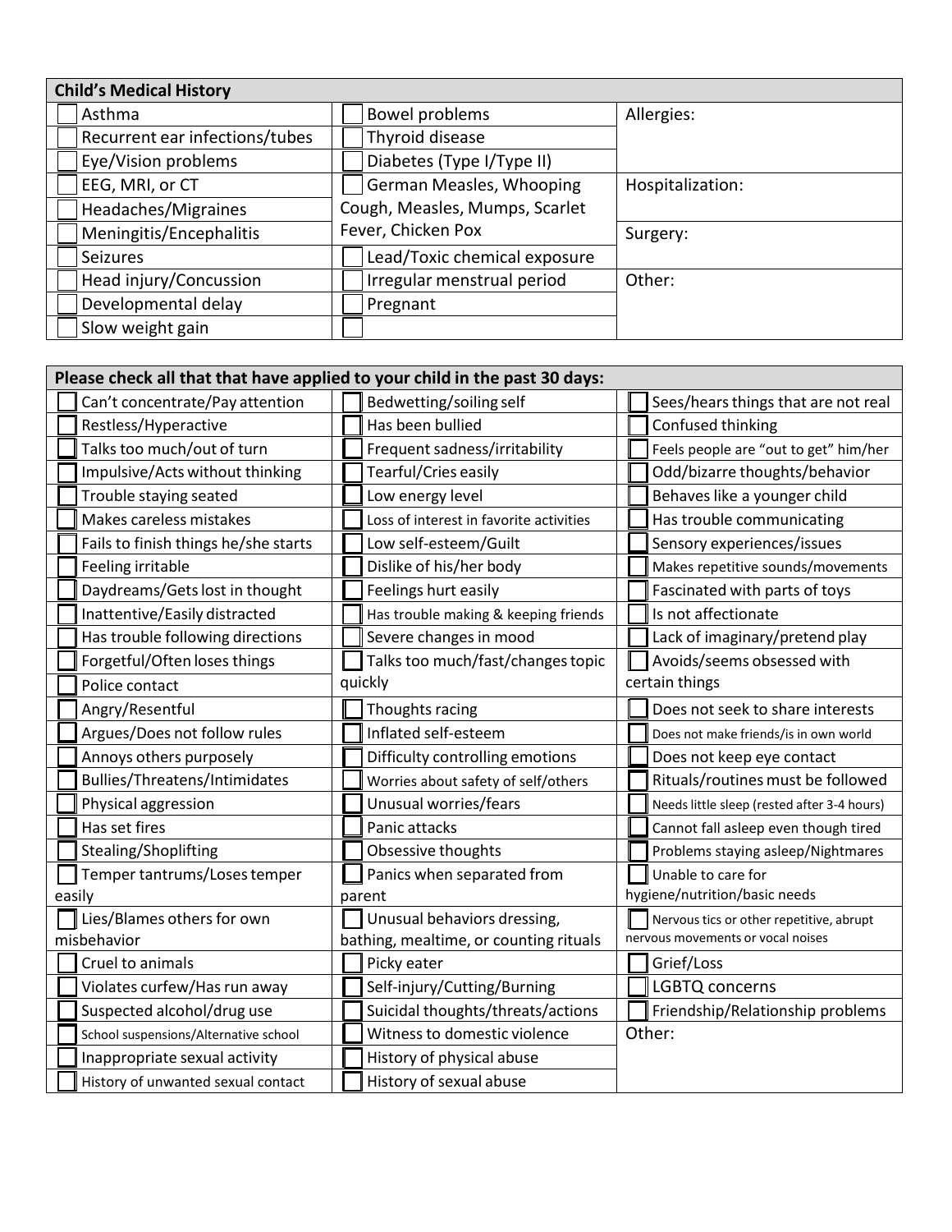| Child's Medical History | | |
|---|---|---|
| ☐ Asthma | ☐ Bowel problems | Allergies: |
| ☐ Recurrent ear infections/tubes | ☐ Thyroid disease | |
| ☐ Eye/Vision problems | ☐ Diabetes (Type I/Type II) | |
| ☐ EEG, MRI, or CT | ☐ German Measles, Whooping Cough, Measles, Mumps, Scarlet Fever, Chicken Pox | Hospitalization: |
| ☐ Headaches/Migraines | | |
| ☐ Meningitis/Encephalitis | | Surgery: |
| ☐ Seizures | ☐ Lead/Toxic chemical exposure | |
| ☐ Head injury/Concussion | ☐ Irregular menstrual period | Other: |
| ☐ Developmental delay | ☐ Pregnant | |
| ☐ Slow weight gain | ☐ | |

| Please check all that that have applied to your child in the past 30 days: | | |
|---|---|---|
| ☐ Can't concentrate/Pay attention | ☐ Bedwetting/soiling self | ☐ Sees/hears things that are not real |
| ☐ Restless/Hyperactive | ☐ Has been bullied | ☐ Confused thinking |
| ☐ Talks too much/out of turn | ☐ Frequent sadness/irritability | ☐ Feels people are "out to get" him/her |
| ☐ Impulsive/Acts without thinking | ☐ Tearful/Cries easily | ☐ Odd/bizarre thoughts/behavior |
| ☐ Trouble staying seated | ☐ Low energy level | ☐ Behaves like a younger child |
| ☐ Makes careless mistakes | ☐ Loss of interest in favorite activities | ☐ Has trouble communicating |
| ☐ Fails to finish things he/she starts | ☐ Low self-esteem/Guilt | ☐ Sensory experiences/issues |
| ☐ Feeling irritable | ☐ Dislike of his/her body | ☐ Makes repetitive sounds/movements |
| ☐ Daydreams/Gets lost in thought | ☐ Feelings hurt easily | ☐ Fascinated with parts of toys |
| ☐ Inattentive/Easily distracted | ☐ Has trouble making & keeping friends | ☐ Is not affectionate |
| ☐ Has trouble following directions | ☐ Severe changes in mood | ☐ Lack of imaginary/pretend play |
| ☐ Forgetful/Often loses things | ☐ Talks too much/fast/changes topic quickly | ☐ Avoids/seems obsessed with certain things |
| ☐ Police contact | | |
| ☐ Angry/Resentful | ☐ Thoughts racing | ☐ Does not seek to share interests |
| ☐ Argues/Does not follow rules | ☐ Inflated self-esteem | ☐ Does not make friends/is in own world |
| ☐ Annoys others purposely | ☐ Difficulty controlling emotions | ☐ Does not keep eye contact |
| ☐ Bullies/Threatens/Intimidates | ☐ Worries about safety of self/others | ☐ Rituals/routines must be followed |
| ☐ Physical aggression | ☐ Unusual worries/fears | ☐ Needs little sleep (rested after 3-4 hours) |
| ☐ Has set fires | ☐ Panic attacks | ☐ Cannot fall asleep even though tired |
| ☐ Stealing/Shoplifting | ☐ Obsessive thoughts | ☐ Problems staying asleep/Nightmares |
| ☐ Temper tantrums/Loses temper easily | ☐ Panics when separated from parent | ☐ Unable to care for hygiene/nutrition/basic needs |
| ☐ Lies/Blames others for own misbehavior | ☐ Unusual behaviors dressing, bathing, mealtime, or counting rituals | ☐ Nervous tics or other repetitive, abrupt nervous movements or vocal noises |
| ☐ Cruel to animals | ☐ Picky eater | ☐ Grief/Loss |
| ☐ Violates curfew/Has run away | ☐ Self-injury/Cutting/Burning | ☐ LGBTQ concerns |
| ☐ Suspected alcohol/drug use | ☐ Suicidal thoughts/threats/actions | ☐ Friendship/Relationship problems |
| ☐ School suspensions/Alternative school | ☐ Witness to domestic violence | Other: |
| ☐ Inappropriate sexual activity | ☐ History of physical abuse | |
| ☐ History of unwanted sexual contact | ☐ History of sexual abuse | |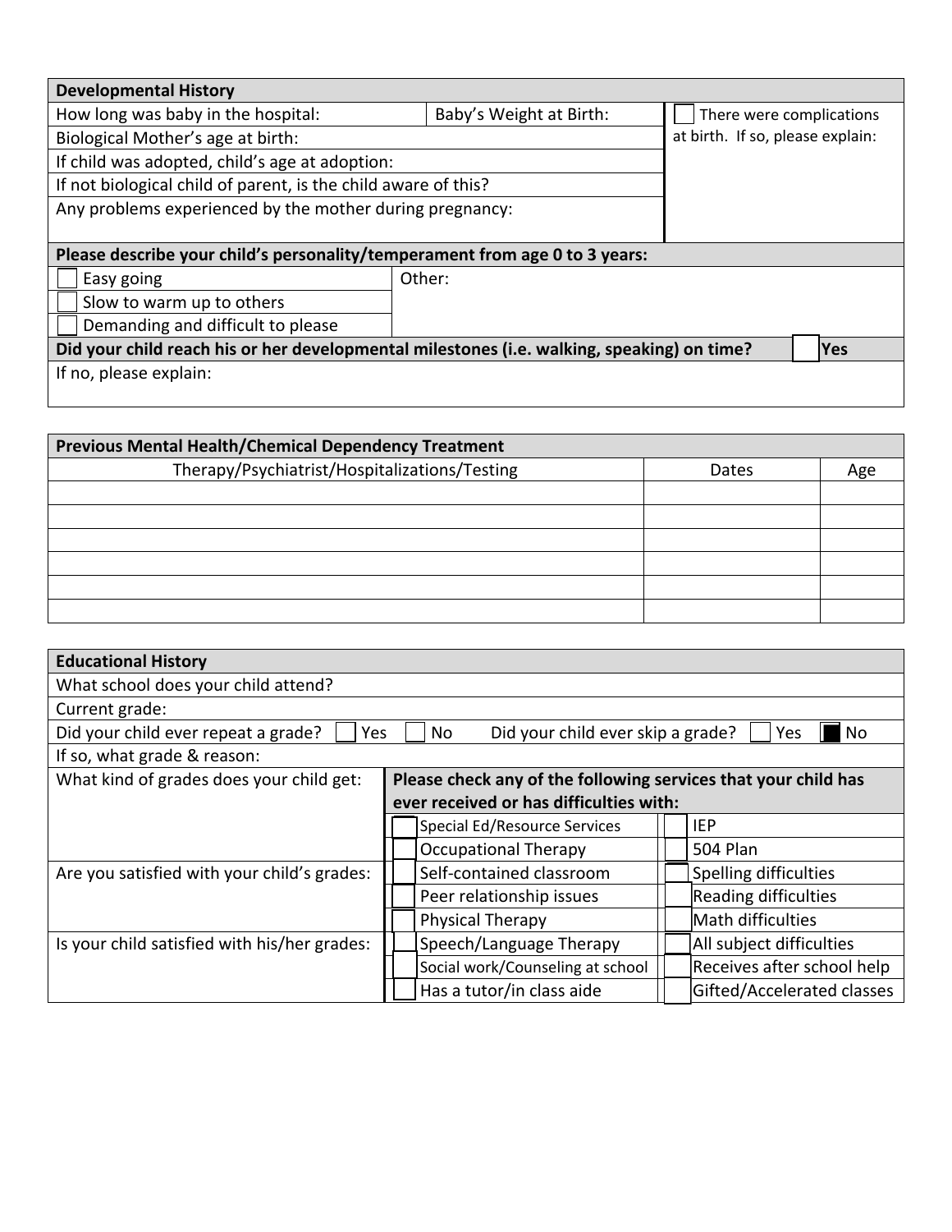## Developmental History

| | | |
|---|---|---|
| How long was baby in the hospital: | Baby's Weight at Birth: | ☐ There were complications at birth. If so, please explain: |
| Biological Mother's age at birth: | | |
| If child was adopted, child's age at adoption: | | |
| If not biological child of parent, is the child aware of this? | | |
| Any problems experienced by the mother during pregnancy: | | |

**Please describe your child's personality/temperament from age 0 to 3 years:**

| | |
|---|---|
| ☐ Easy going | Other: |
| ☐ Slow to warm up to others | |
| ☐ Demanding and difficult to please | |

**Did your child reach his or her developmental milestones (i.e. walking, speaking) on time?** ☐ **Yes**

If no, please explain:

## Previous Mental Health/Chemical Dependency Treatment

| Therapy/Psychiatrist/Hospitalizations/Testing | Dates | Age |
|---|---|---|
| | | |
| | | |
| | | |
| | | |
| | | |
| | | |

## Educational History

What school does your child attend?

Current grade:

Did your child ever repeat a grade? ☐ Yes ☐ No Did your child ever skip a grade? ☐ Yes ☒ No

If so, what grade & reason:

| | **Please check any of the following services that your child has ever received or has difficulties with:** | |
|---|---|---|
| What kind of grades does your child get: | ☐ Special Ed/Resource Services | ☐ IEP |
| | ☐ Occupational Therapy | ☐ 504 Plan |
| Are you satisfied with your child's grades: | ☐ Self-contained classroom | ☐ Spelling difficulties |
| | ☐ Peer relationship issues | ☐ Reading difficulties |
| | ☐ Physical Therapy | ☐ Math difficulties |
| Is your child satisfied with his/her grades: | ☐ Speech/Language Therapy | ☐ All subject difficulties |
| | ☐ Social work/Counseling at school | ☐ Receives after school help |
| | ☐ Has a tutor/in class aide | ☐ Gifted/Accelerated classes |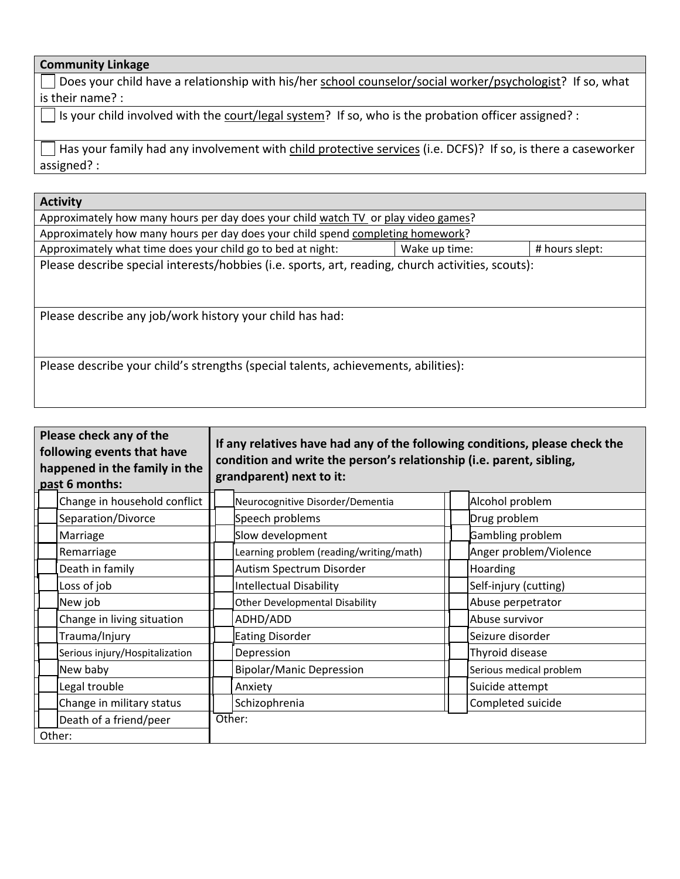## Community Linkage

| Community Linkage |
|---|
| ☐ Does your child have a relationship with his/her school counselor/social worker/psychologist? If so, what is their name? : |
| ☐ Is your child involved with the court/legal system? If so, who is the probation officer assigned? : |
| ☐ Has your family had any involvement with child protective services (i.e. DCFS)? If so, is there a caseworker assigned? : |

## Activity

| Activity | | |
|---|---|---|
| Approximately how many hours per day does your child watch TV or play video games? | | |
| Approximately how many hours per day does your child spend completing homework? | | |
| Approximately what time does your child go to bed at night: | Wake up time: | # hours slept: |
| Please describe special interests/hobbies (i.e. sports, art, reading, church activities, scouts): | | |
| Please describe any job/work history your child has had: | | |
| Please describe your child's strengths (special talents, achievements, abilities): | | |

| Please check any of the following events that have happened in the family in the past 6 months: | If any relatives have had any of the following conditions, please check the condition and write the person's relationship (i.e. parent, sibling, grandparent) next to it: | |
|---|---|---|
| ☐ Change in household conflict | ☐ Neurocognitive Disorder/Dementia | ☐ Alcohol problem |
| ☐ Separation/Divorce | ☐ Speech problems | ☐ Drug problem |
| ☐ Marriage | ☐ Slow development | ☐ Gambling problem |
| ☐ Remarriage | ☐ Learning problem (reading/writing/math) | ☐ Anger problem/Violence |
| ☐ Death in family | ☐ Autism Spectrum Disorder | ☐ Hoarding |
| ☐ Loss of job | ☐ Intellectual Disability | ☐ Self-injury (cutting) |
| ☐ New job | ☐ Other Developmental Disability | ☐ Abuse perpetrator |
| ☐ Change in living situation | ☐ ADHD/ADD | ☐ Abuse survivor |
| ☐ Trauma/Injury | ☐ Eating Disorder | ☐ Seizure disorder |
| ☐ Serious injury/Hospitalization | ☐ Depression | ☐ Thyroid disease |
| ☐ New baby | ☐ Bipolar/Manic Depression | ☐ Serious medical problem |
| ☐ Legal trouble | ☐ Anxiety | ☐ Suicide attempt |
| ☐ Change in military status | ☐ Schizophrenia | ☐ Completed suicide |
| ☐ Death of a friend/peer | Other: | |
| Other: | | |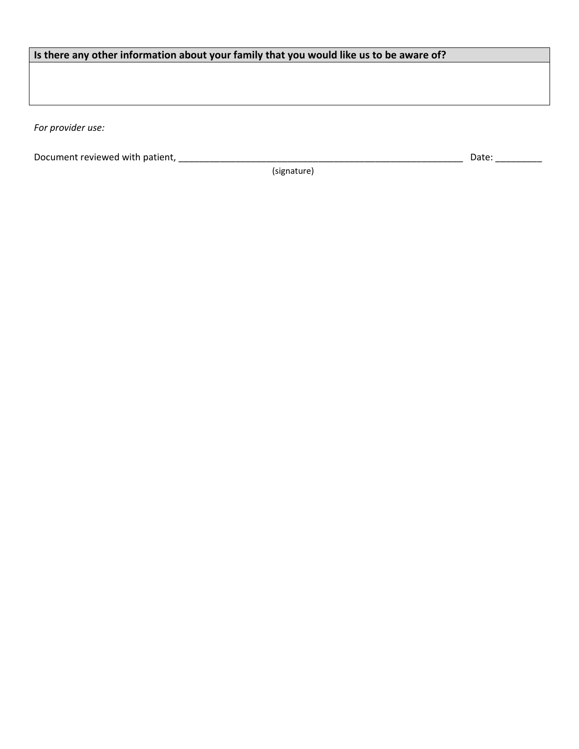| Is there any other information about your family that you would like us to be aware of? |
|---|
| |

*For provider use:*

Document reviewed with patient, ___________________________________________________________ Date: _________

(signature)